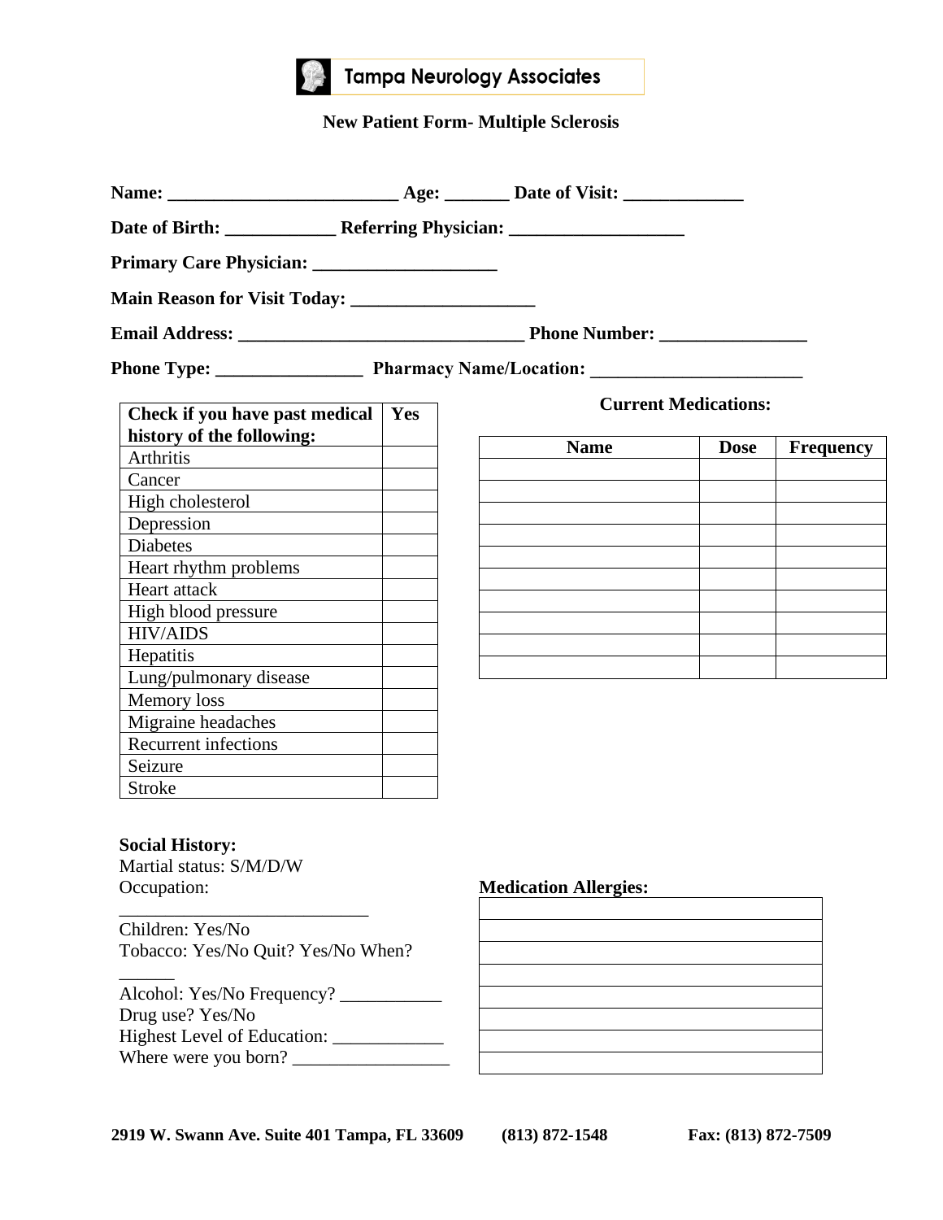# Tampa Neurology Associates

## New Patient Form- Multiple Sclerosis

**Name:** ________________________ **Age:** _______ **Date of Visit:** _____________

**Date of Birth:** ____________ **Referring Physician:** ___________________

**Primary Care Physician:** ____________________

**Main Reason for Visit Today:** ____________________

**Email Address:** ______________________________ **Phone Number:** ________________

**Phone Type:** ________________ **Pharmacy Name/Location:** _______________________

| Check if you have past medical history of the following: | Yes |
|---|---|
| Arthritis | |
| Cancer | |
| High cholesterol | |
| Depression | |
| Diabetes | |
| Heart rhythm problems | |
| Heart attack | |
| High blood pressure | |
| HIV/AIDS | |
| Hepatitis | |
| Lung/pulmonary disease | |
| Memory loss | |
| Migraine headaches | |
| Recurrent infections | |
| Seizure | |
| Stroke | |

**Current Medications:**

| Name | Dose | Frequency |
|---|---|---|
| | | |
| | | |
| | | |
| | | |
| | | |
| | | |
| | | |
| | | |
| | | |
| | | |

**Social History:**

Martial status: S/M/D/W

Occupation: ___________________________

Children: Yes/No

Tobacco: Yes/No Quit? Yes/No When? ______

Alcohol: Yes/No Frequency? ___________

Drug use? Yes/No

Highest Level of Education: ____________

Where were you born? _________________

**Medication Allergies:**

| |
|---|
| |
| |
| |
| |
| |
| |
| |
| |

**2919 W. Swann Ave. Suite 401 Tampa, FL 33609 (813) 872-1548 Fax: (813) 872-7509**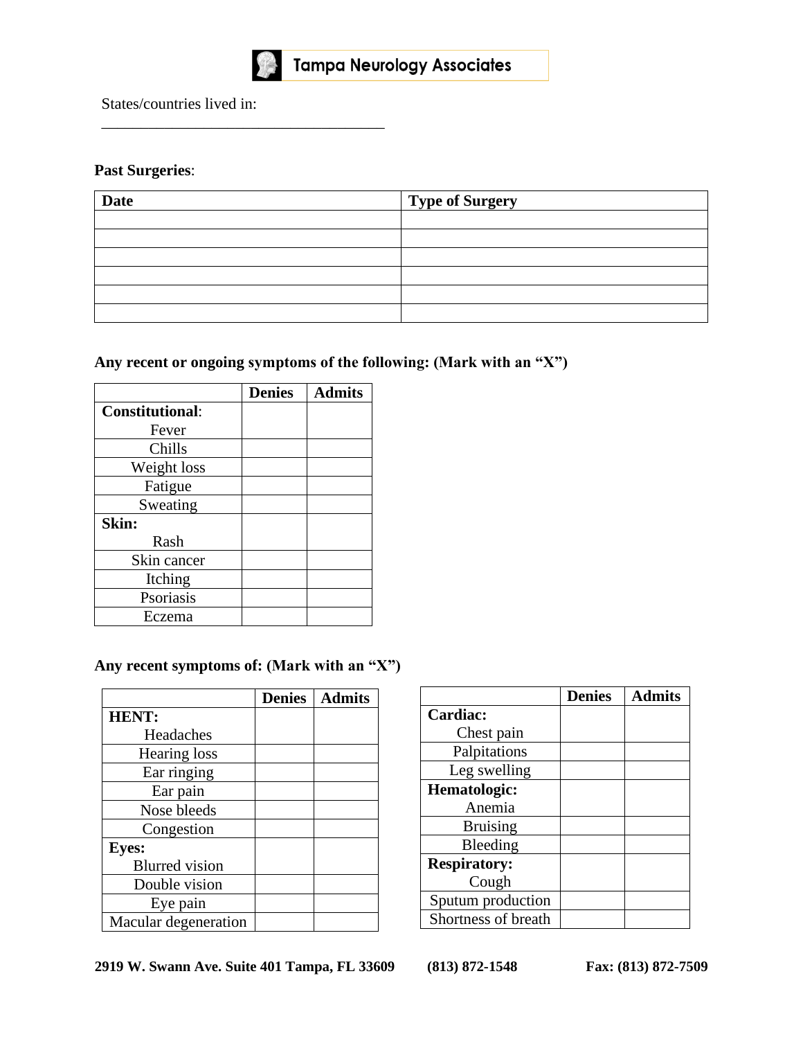States/countries lived in:

_____________________________________

**Past Surgeries**:

| Date | Type of Surgery |
|---|---|
| | |
| | |
| | |
| | |
| | |
| | |

**Any recent or ongoing symptoms of the following: (Mark with an "X")**

| | Denies | Admits |
|---|---|---|
| **Constitutional**: Fever | | |
| Chills | | |
| Weight loss | | |
| Fatigue | | |
| Sweating | | |
| **Skin:** Rash | | |
| Skin cancer | | |
| Itching | | |
| Psoriasis | | |
| Eczema | | |

**Any recent symptoms of: (Mark with an "X")**

| | Denies | Admits |
|---|---|---|
| **HENT:** Headaches | | |
| Hearing loss | | |
| Ear ringing | | |
| Ear pain | | |
| Nose bleeds | | |
| Congestion | | |
| **Eyes:** Blurred vision | | |
| Double vision | | |
| Eye pain | | |
| Macular degeneration | | |

| | Denies | Admits |
|---|---|---|
| **Cardiac:** Chest pain | | |
| Palpitations | | |
| Leg swelling | | |
| **Hematologic:** Anemia | | |
| Bruising | | |
| Bleeding | | |
| **Respiratory:** Cough | | |
| Sputum production | | |
| Shortness of breath | | |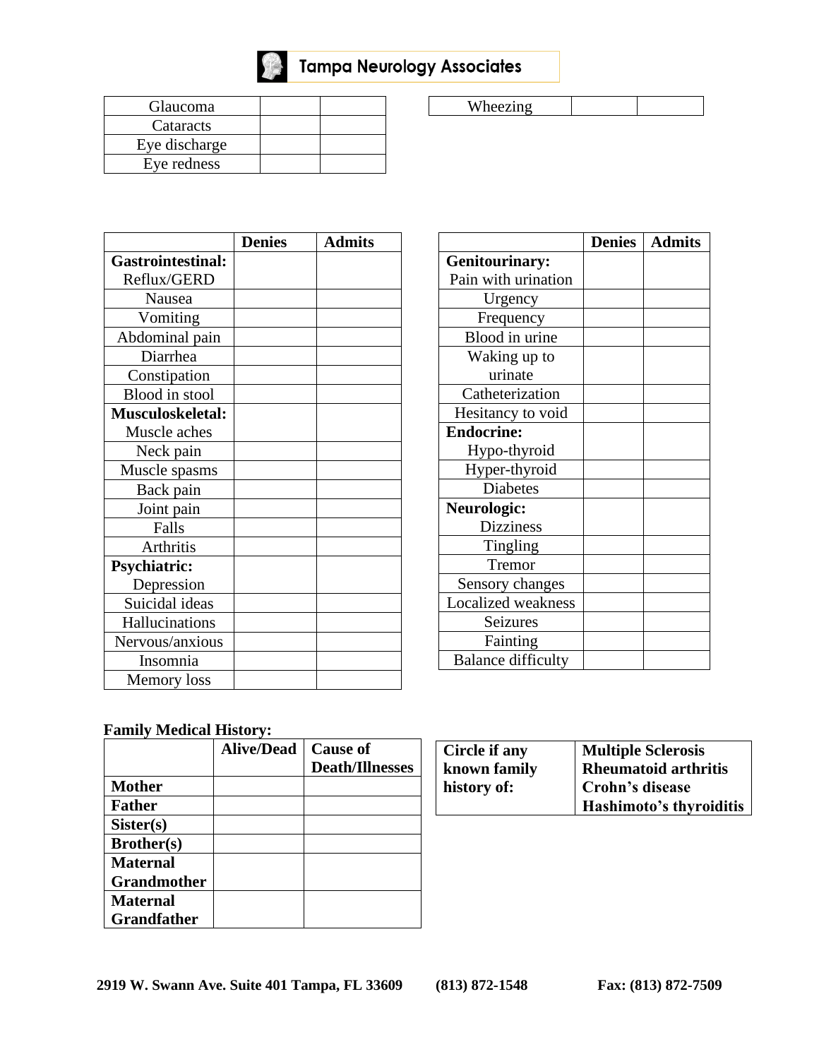# Tampa Neurology Associates

| | | |
|---|---|---|
| Glaucoma | | |
| Cataracts | | |
| Eye discharge | | |
| Eye redness | | |

| | | |
|---|---|---|
| Wheezing | | |

| | Denies | Admits |
|---|---|---|
| **Gastrointestinal:** Reflux/GERD | | |
| Nausea | | |
| Vomiting | | |
| Abdominal pain | | |
| Diarrhea | | |
| Constipation | | |
| Blood in stool | | |
| **Musculoskeletal:** Muscle aches | | |
| Neck pain | | |
| Muscle spasms | | |
| Back pain | | |
| Joint pain | | |
| Falls | | |
| Arthritis | | |
| **Psychiatric:** Depression | | |
| Suicidal ideas | | |
| Hallucinations | | |
| Nervous/anxious | | |
| Insomnia | | |
| Memory loss | | |

| | Denies | Admits |
|---|---|---|
| **Genitourinary:** Pain with urination | | |
| Urgency | | |
| Frequency | | |
| Blood in urine | | |
| Waking up to urinate | | |
| Catheterization | | |
| Hesitancy to void | | |
| **Endocrine:** Hypo-thyroid | | |
| Hyper-thyroid | | |
| Diabetes | | |
| **Neurologic:** Dizziness | | |
| Tingling | | |
| Tremor | | |
| Sensory changes | | |
| Localized weakness | | |
| Seizures | | |
| Fainting | | |
| Balance difficulty | | |

**Family Medical History:**

| | Alive/Dead | Cause of Death/Illnesses |
|---|---|---|
| **Mother** | | |
| **Father** | | |
| **Sister(s)** | | |
| **Brother(s)** | | |
| **Maternal Grandmother** | | |
| **Maternal Grandfather** | | |

| | |
|---|---|
| **Circle if any known family history of:** | **Multiple Sclerosis**<br>**Rheumatoid arthritis**<br>**Crohn's disease**<br>**Hashimoto's thyroiditis** |

**2919 W. Swann Ave. Suite 401 Tampa, FL 33609 (813) 872-1548 Fax: (813) 872-7509**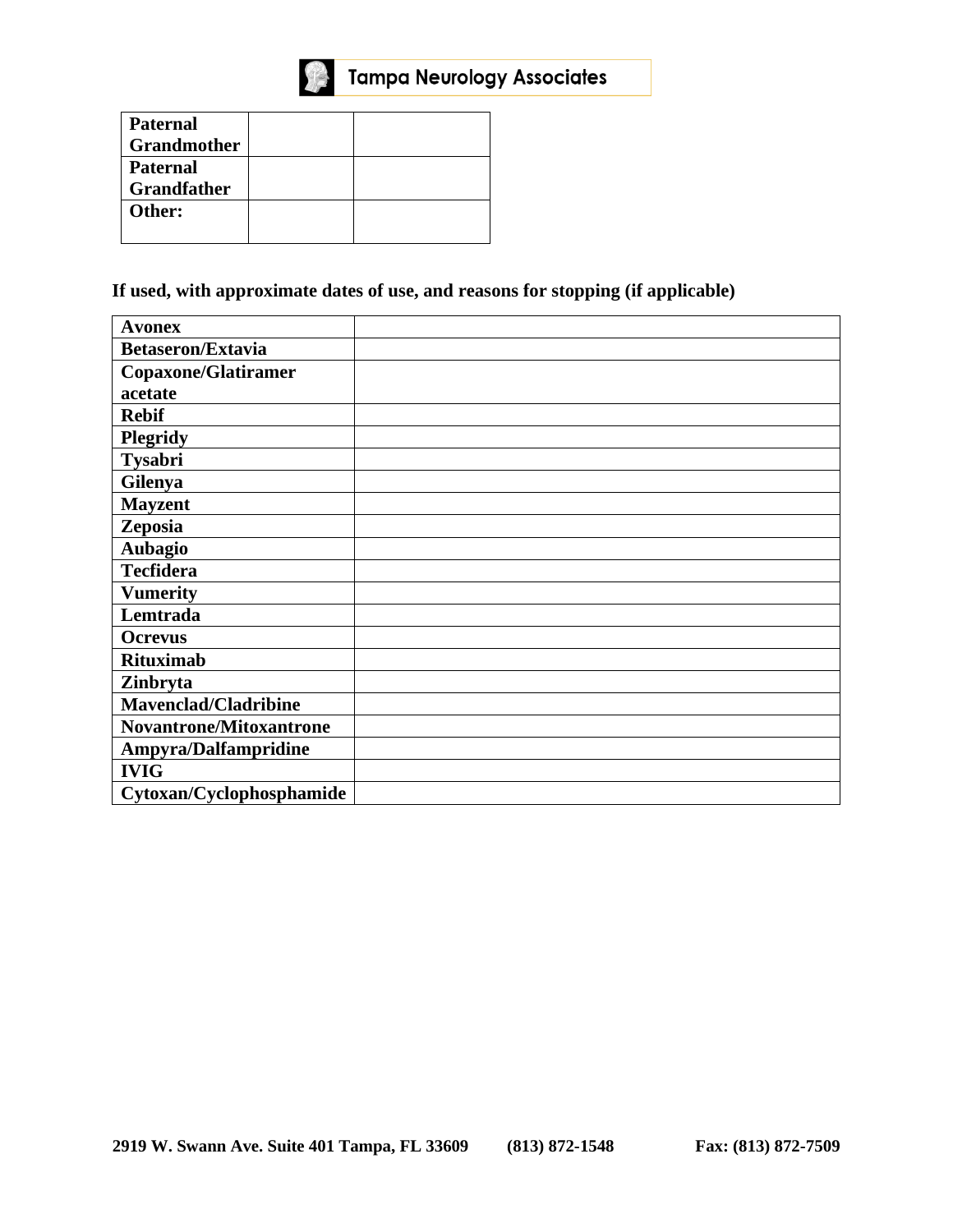| Paternal Grandmother | | |
|---|---|---|
| Paternal Grandfather | | |
| Other: | | |

**If used, with approximate dates of use, and reasons for stopping (if applicable)**

| Avonex | |
|---|---|
| Betaseron/Extavia | |
| Copaxone/Glatiramer acetate | |
| Rebif | |
| Plegridy | |
| Tysabri | |
| Gilenya | |
| Mayzent | |
| Zeposia | |
| Aubagio | |
| Tecfidera | |
| Vumerity | |
| Lemtrada | |
| Ocrevus | |
| Rituximab | |
| Zinbryta | |
| Mavenclad/Cladribine | |
| Novantrone/Mitoxantrone | |
| Ampyra/Dalfampridine | |
| IVIG | |
| Cytoxan/Cyclophosphamide | |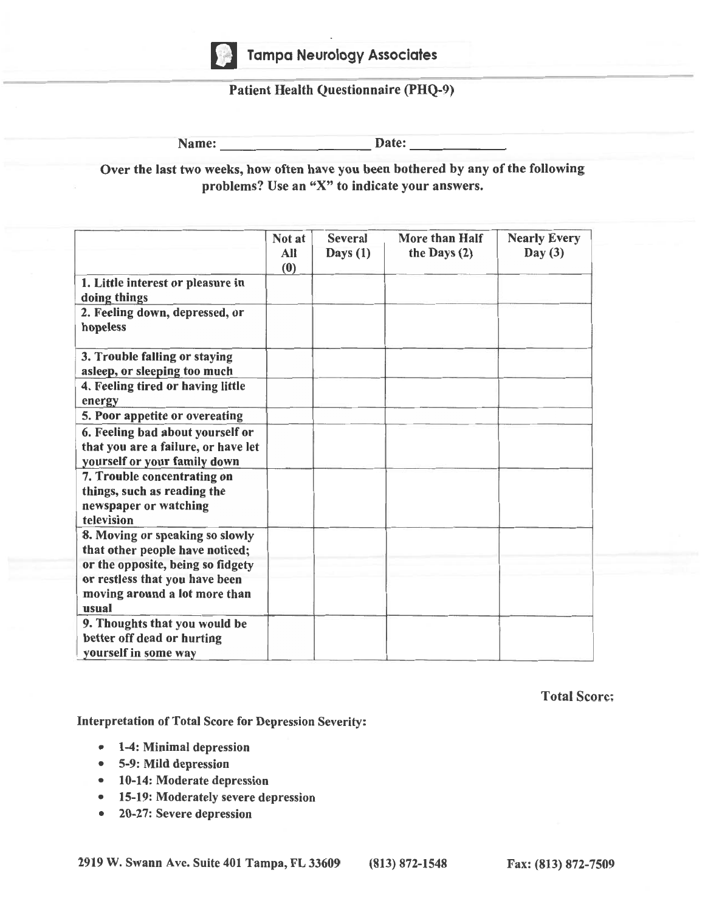# Tampa Neurology Associates

## Patient Health Questionnaire (PHQ-9)

**Name:** ____________________ **Date:** ____________

**Over the last two weeks, how often have you been bothered by any of the following problems? Use an "X" to indicate your answers.**

| | Not at All (0) | Several Days (1) | More than Half the Days (2) | Nearly Every Day (3) |
|---|---|---|---|---|
| 1. Little interest or pleasure in doing things | | | | |
| 2. Feeling down, depressed, or hopeless | | | | |
| 3. Trouble falling or staying asleep, or sleeping too much | | | | |
| 4. Feeling tired or having little energy | | | | |
| 5. Poor appetite or overeating | | | | |
| 6. Feeling bad about yourself or that you are a failure, or have let yourself or your family down | | | | |
| 7. Trouble concentrating on things, such as reading the newspaper or watching television | | | | |
| 8. Moving or speaking so slowly that other people have noticed; or the opposite, being so fidgety or restless that you have been moving around a lot more than usual | | | | |
| 9. Thoughts that you would be better off dead or hurting yourself in some way | | | | |

**Total Score:**

**Interpretation of Total Score for Depression Severity:**

- **1-4: Minimal depression**
- **5-9: Mild depression**
- **10-14: Moderate depression**
- **15-19: Moderately severe depression**
- **20-27: Severe depression**

2919 W. Swann Ave. Suite 401 Tampa, FL 33609 (813) 872-1548 Fax: (813) 872-7509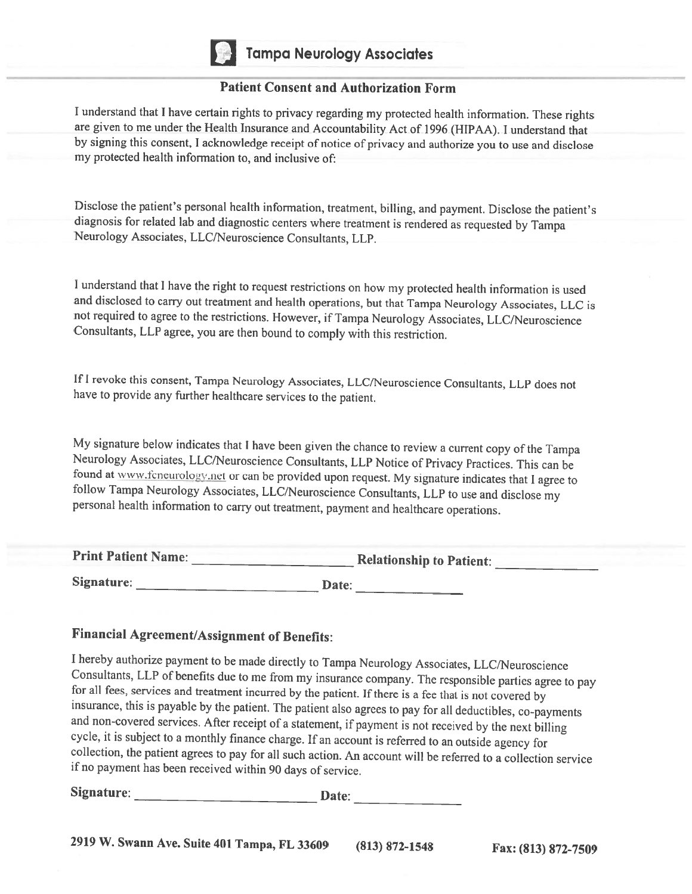# Tampa Neurology Associates

## Patient Consent and Authorization Form

I understand that I have certain rights to privacy regarding my protected health information. These rights are given to me under the Health Insurance and Accountability Act of 1996 (HIPAA). I understand that by signing this consent, I acknowledge receipt of notice of privacy and authorize you to use and disclose my protected health information to, and inclusive of:

Disclose the patient's personal health information, treatment, billing, and payment. Disclose the patient's diagnosis for related lab and diagnostic centers where treatment is rendered as requested by Tampa Neurology Associates, LLC/Neuroscience Consultants, LLP.

I understand that I have the right to request restrictions on how my protected health information is used and disclosed to carry out treatment and health operations, but that Tampa Neurology Associates, LLC is not required to agree to the restrictions. However, if Tampa Neurology Associates, LLC/Neuroscience Consultants, LLP agree, you are then bound to comply with this restriction.

If I revoke this consent, Tampa Neurology Associates, LLC/Neuroscience Consultants, LLP does not have to provide any further healthcare services to the patient.

My signature below indicates that I have been given the chance to review a current copy of the Tampa Neurology Associates, LLC/Neuroscience Consultants, LLP Notice of Privacy Practices. This can be found at www.tcneurology.net or can be provided upon request. My signature indicates that I agree to follow Tampa Neurology Associates, LLC/Neuroscience Consultants, LLP to use and disclose my personal health information to carry out treatment, payment and healthcare operations.

**Print Patient Name:** ______________________ **Relationship to Patient:** ______________

**Signature:** __________________________ **Date:** ______________

### Financial Agreement/Assignment of Benefits:

I hereby authorize payment to be made directly to Tampa Neurology Associates, LLC/Neuroscience Consultants, LLP of benefits due to me from my insurance company. The responsible parties agree to pay for all fees, services and treatment incurred by the patient. If there is a fee that is not covered by insurance, this is payable by the patient. The patient also agrees to pay for all deductibles, co-payments and non-covered services. After receipt of a statement, if payment is not received by the next billing cycle, it is subject to a monthly finance charge. If an account is referred to an outside agency for collection, the patient agrees to pay for all such action. An account will be referred to a collection service if no payment has been received within 90 days of service.

**Signature:** __________________________ **Date:** ______________

**2919 W. Swann Ave. Suite 401 Tampa, FL 33609** **(813) 872-1548** **Fax: (813) 872-7509**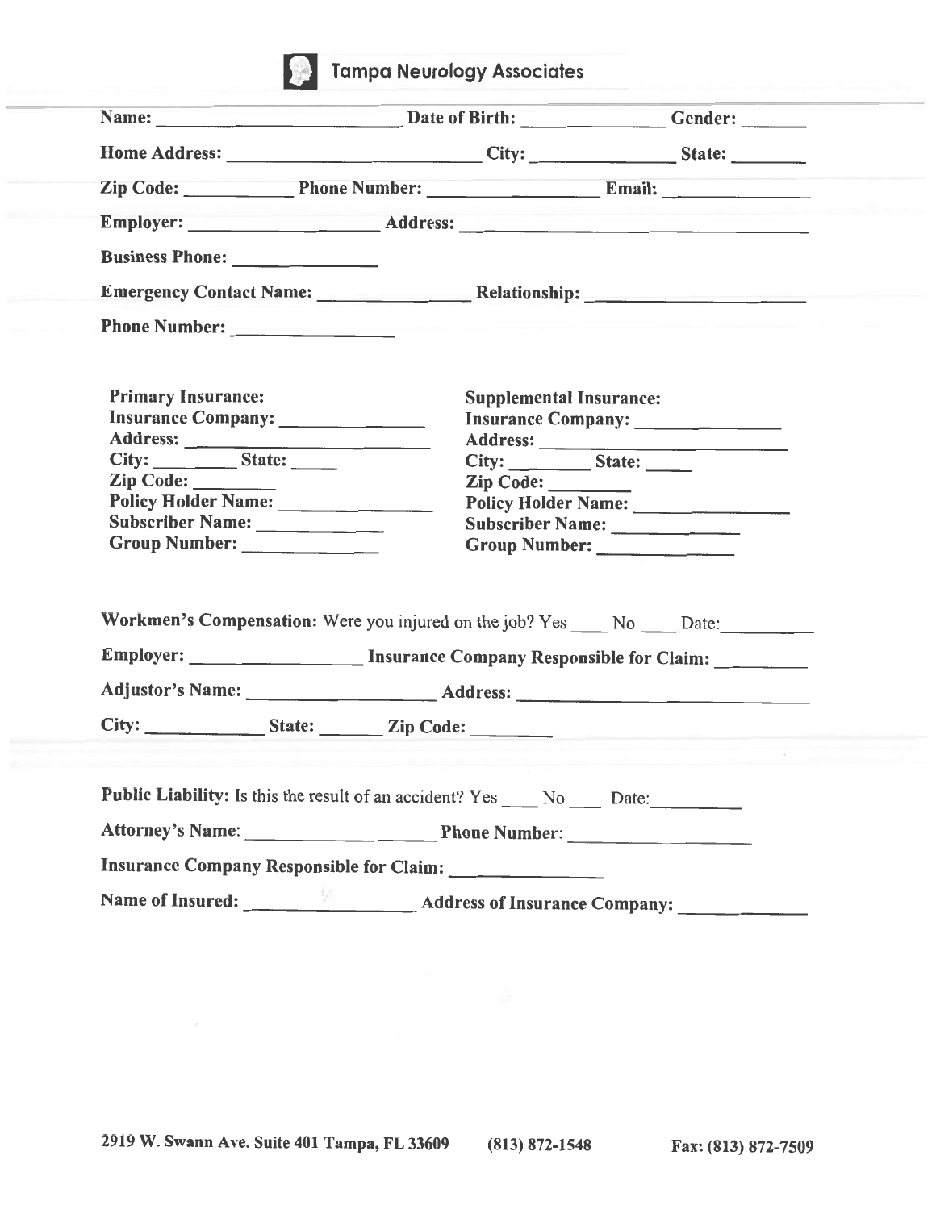# Tampa Neurology Associates

**Name:** ______________________ **Date of Birth:** ______________ **Gender:** ______

**Home Address:** ______________________ **City:** ______________ **State:** _______

**Zip Code:** __________ **Phone Number:** ________________ **Email:** ______________

**Employer:** ________________ **Address:** ______________________________

**Business Phone:** ______________

**Emergency Contact Name:** ______________ **Relationship:** ____________________

**Phone Number:** _______________

**Primary Insurance:**
**Insurance Company:** ______________
**Address:** ________________________
**City:** ________ **State:** _____
**Zip Code:** ________
**Policy Holder Name:** _______________
**Subscriber Name:** ____________
**Group Number:** _____________

**Supplemental Insurance:**
**Insurance Company:** ______________
**Address:** ________________________
**City:** ________ **State:** _____
**Zip Code:** ________
**Policy Holder Name:** _______________
**Subscriber Name:** ____________
**Group Number:** _____________

**Workmen's Compensation:** Were you injured on the job? Yes ____ No ____ Date: _________

**Employer:** ________________ **Insurance Company Responsible for Claim:** _________

**Adjustor's Name:** __________________ **Address:** ___________________________

**City:** ____________ **State:** _______ **Zip Code:** ________

**Public Liability:** Is this the result of an accident? Yes ____ No ____ Date: _________

**Attorney's Name:** __________________ **Phone Number:** _________________

**Insurance Company Responsible for Claim:** _______________

**Name of Insured:** ________________ **Address of Insurance Company:** _____________

2919 W. Swann Ave. Suite 401 Tampa, FL 33609 (813) 872-1548 Fax: (813) 872-7509